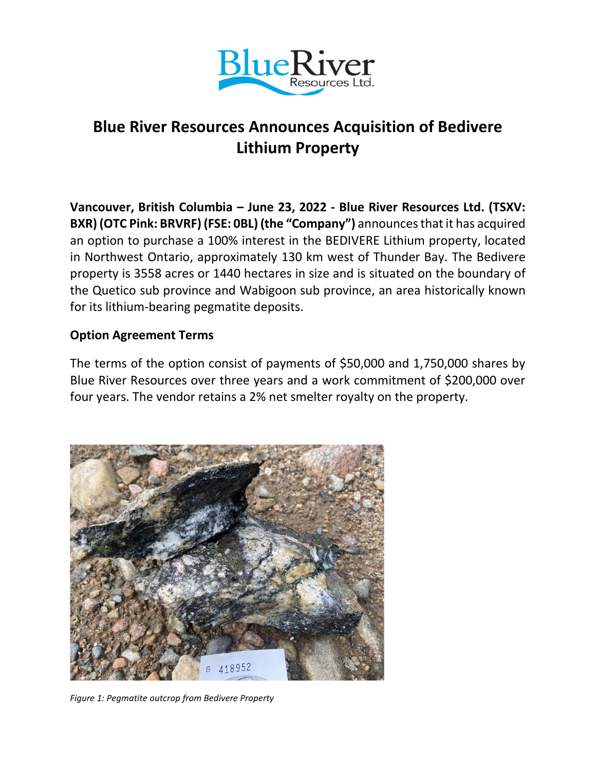# Blue River Resources Announces Acquisition of Bedivere Lithium Property

**Vancouver, British Columbia – June 23, 2022 - Blue River Resources Ltd. (TSXV: BXR) (OTC Pink: BRVRF) (FSE: 0BL) (the "Company")** announces that it has acquired an option to purchase a 100% interest in the BEDIVERE Lithium property, located in Northwest Ontario, approximately 130 km west of Thunder Bay. The Bedivere property is 3558 acres or 1440 hectares in size and is situated on the boundary of the Quetico sub province and Wabigoon sub province, an area historically known for its lithium-bearing pegmatite deposits.

## Option Agreement Terms

The terms of the option consist of payments of $50,000 and 1,750,000 shares by Blue River Resources over three years and a work commitment of $200,000 over four years. The vendor retains a 2% net smelter royalty on the property.

*Figure 1: Pegmatite outcrop from Bedivere Property*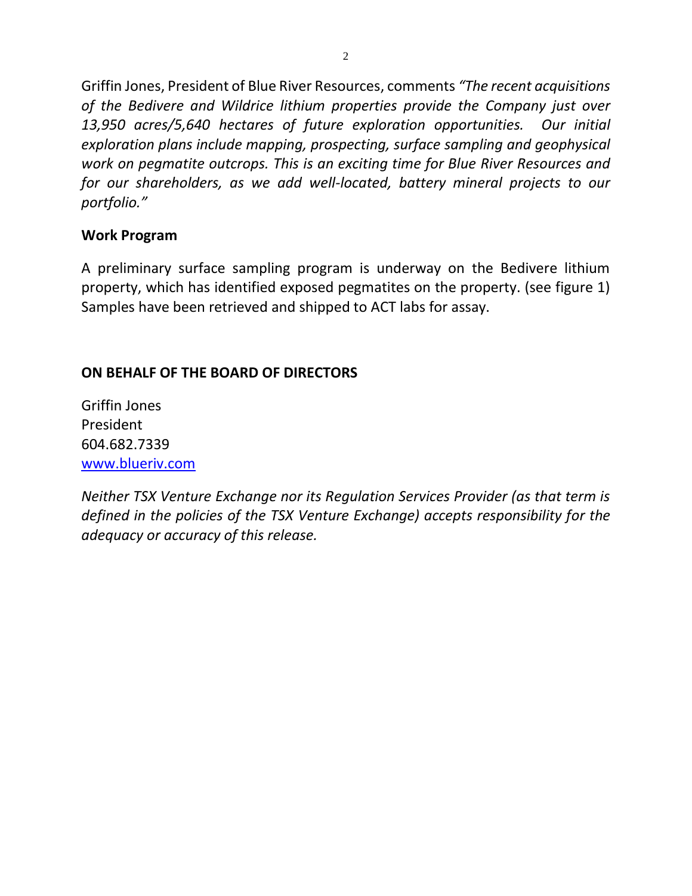Griffin Jones, President of Blue River Resources, comments *"The recent acquisitions of the Bedivere and Wildrice lithium properties provide the Company just over 13,950 acres/5,640 hectares of future exploration opportunities. Our initial exploration plans include mapping, prospecting, surface sampling and geophysical work on pegmatite outcrops. This is an exciting time for Blue River Resources and for our shareholders, as we add well-located, battery mineral projects to our portfolio."*

**Work Program**

A preliminary surface sampling program is underway on the Bedivere lithium property, which has identified exposed pegmatites on the property. (see figure 1) Samples have been retrieved and shipped to ACT labs for assay.

**ON BEHALF OF THE BOARD OF DIRECTORS**

Griffin Jones
President
604.682.7339
www.blueriv.com

*Neither TSX Venture Exchange nor its Regulation Services Provider (as that term is defined in the policies of the TSX Venture Exchange) accepts responsibility for the adequacy or accuracy of this release.*